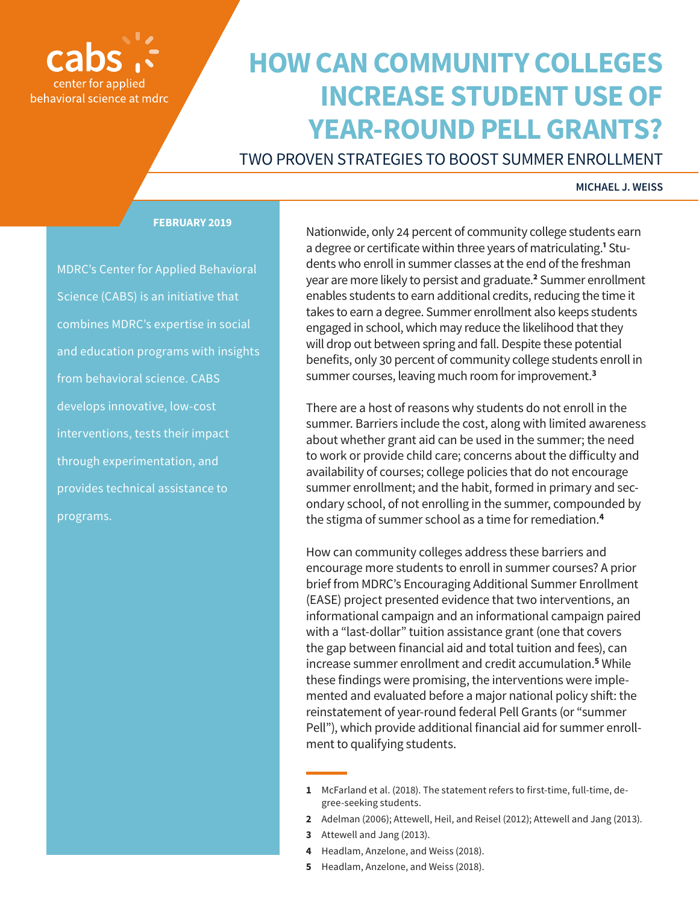cabs
center for applied
behavioral science at mdrc

# HOW CAN COMMUNITY COLLEGES INCREASE STUDENT USE OF YEAR-ROUND PELL GRANTS?

## TWO PROVEN STRATEGIES TO BOOST SUMMER ENROLLMENT

**MICHAEL J. WEISS**

**FEBRUARY 2019**

MDRC's Center for Applied Behavioral Science (CABS) is an initiative that combines MDRC's expertise in social and education programs with insights from behavioral science. CABS develops innovative, low-cost interventions, tests their impact through experimentation, and provides technical assistance to programs.

Nationwide, only 24 percent of community college students earn a degree or certificate within three years of matriculating.[1] Students who enroll in summer classes at the end of the freshman year are more likely to persist and graduate.[2] Summer enrollment enables students to earn additional credits, reducing the time it takes to earn a degree. Summer enrollment also keeps students engaged in school, which may reduce the likelihood that they will drop out between spring and fall. Despite these potential benefits, only 30 percent of community college students enroll in summer courses, leaving much room for improvement.[3]

There are a host of reasons why students do not enroll in the summer. Barriers include the cost, along with limited awareness about whether grant aid can be used in the summer; the need to work or provide child care; concerns about the difficulty and availability of courses; college policies that do not encourage summer enrollment; and the habit, formed in primary and secondary school, of not enrolling in the summer, compounded by the stigma of summer school as a time for remediation.[4]

How can community colleges address these barriers and encourage more students to enroll in summer courses? A prior brief from MDRC's Encouraging Additional Summer Enrollment (EASE) project presented evidence that two interventions, an informational campaign and an informational campaign paired with a "last-dollar" tuition assistance grant (one that covers the gap between financial aid and total tuition and fees), can increase summer enrollment and credit accumulation.[5] While these findings were promising, the interventions were implemented and evaluated before a major national policy shift: the reinstatement of year-round federal Pell Grants (or "summer Pell"), which provide additional financial aid for summer enrollment to qualifying students.

1 McFarland et al. (2018). The statement refers to first-time, full-time, degree-seeking students.

2 Adelman (2006); Attewell, Heil, and Reisel (2012); Attewell and Jang (2013).

3 Attewell and Jang (2013).

4 Headlam, Anzelone, and Weiss (2018).

5 Headlam, Anzelone, and Weiss (2018).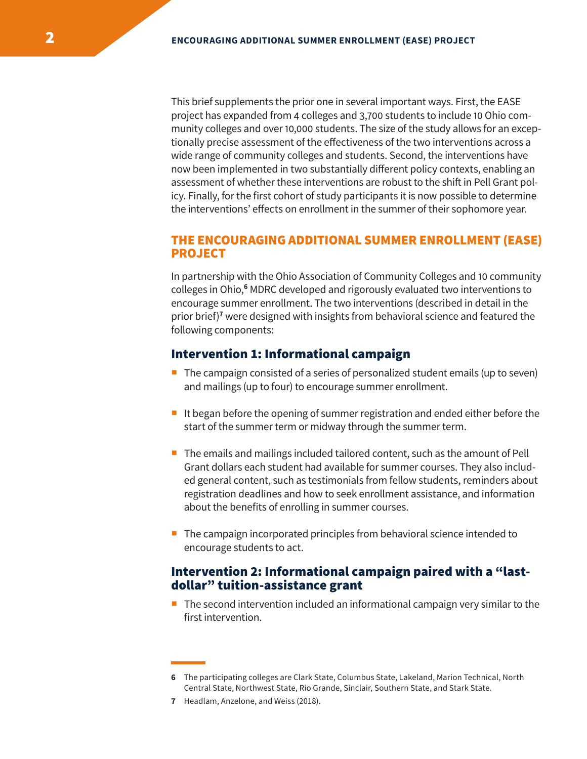This brief supplements the prior one in several important ways. First, the EASE project has expanded from 4 colleges and 3,700 students to include 10 Ohio community colleges and over 10,000 students. The size of the study allows for an exceptionally precise assessment of the effectiveness of the two interventions across a wide range of community colleges and students. Second, the interventions have now been implemented in two substantially different policy contexts, enabling an assessment of whether these interventions are robust to the shift in Pell Grant policy. Finally, for the first cohort of study participants it is now possible to determine the interventions' effects on enrollment in the summer of their sophomore year.

## THE ENCOURAGING ADDITIONAL SUMMER ENROLLMENT (EASE) PROJECT

In partnership with the Ohio Association of Community Colleges and 10 community colleges in Ohio,[6] MDRC developed and rigorously evaluated two interventions to encourage summer enrollment. The two interventions (described in detail in the prior brief)[7] were designed with insights from behavioral science and featured the following components:

### Intervention 1: Informational campaign

- The campaign consisted of a series of personalized student emails (up to seven) and mailings (up to four) to encourage summer enrollment.
- It began before the opening of summer registration and ended either before the start of the summer term or midway through the summer term.
- The emails and mailings included tailored content, such as the amount of Pell Grant dollars each student had available for summer courses. They also included general content, such as testimonials from fellow students, reminders about registration deadlines and how to seek enrollment assistance, and information about the benefits of enrolling in summer courses.
- The campaign incorporated principles from behavioral science intended to encourage students to act.

### Intervention 2: Informational campaign paired with a "last-dollar" tuition-assistance grant

- The second intervention included an informational campaign very similar to the first intervention.

---

6 The participating colleges are Clark State, Columbus State, Lakeland, Marion Technical, North Central State, Northwest State, Rio Grande, Sinclair, Southern State, and Stark State.

7 Headlam, Anzelone, and Weiss (2018).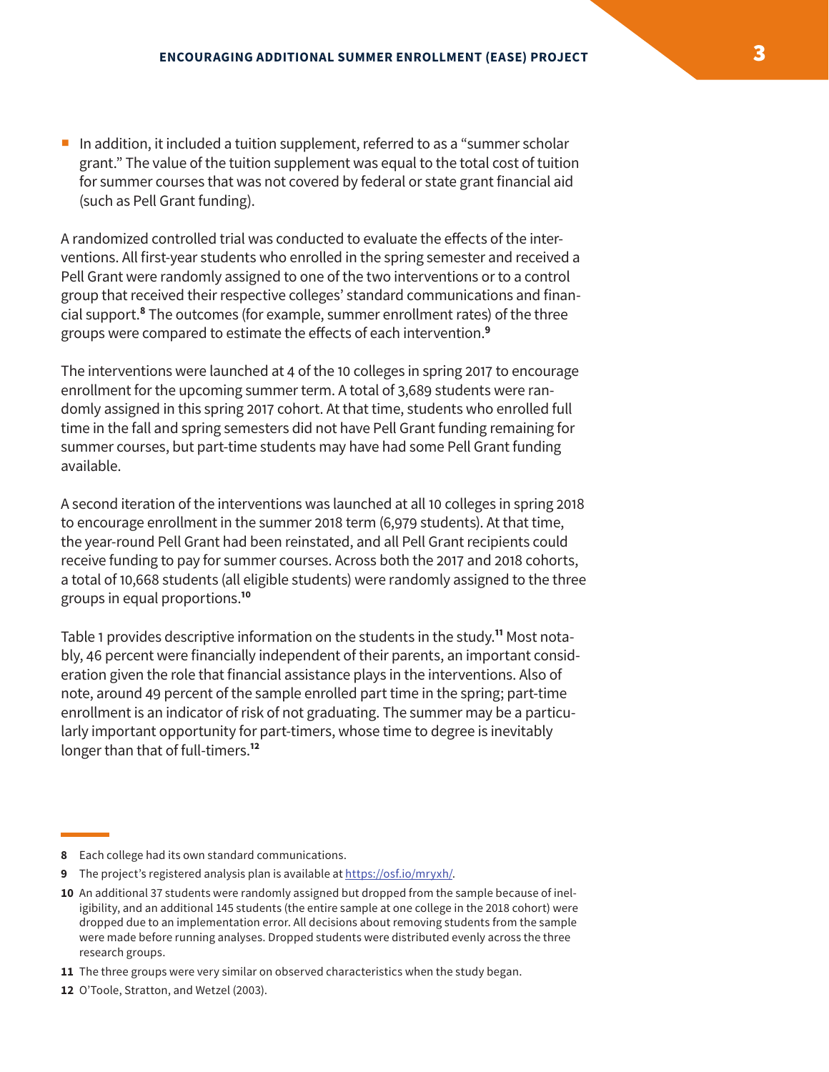- In addition, it included a tuition supplement, referred to as a "summer scholar grant." The value of the tuition supplement was equal to the total cost of tuition for summer courses that was not covered by federal or state grant financial aid (such as Pell Grant funding).

A randomized controlled trial was conducted to evaluate the effects of the interventions. All first-year students who enrolled in the spring semester and received a Pell Grant were randomly assigned to one of the two interventions or to a control group that received their respective colleges' standard communications and financial support.[8] The outcomes (for example, summer enrollment rates) of the three groups were compared to estimate the effects of each intervention.[9]

The interventions were launched at 4 of the 10 colleges in spring 2017 to encourage enrollment for the upcoming summer term. A total of 3,689 students were randomly assigned in this spring 2017 cohort. At that time, students who enrolled full time in the fall and spring semesters did not have Pell Grant funding remaining for summer courses, but part-time students may have had some Pell Grant funding available.

A second iteration of the interventions was launched at all 10 colleges in spring 2018 to encourage enrollment in the summer 2018 term (6,979 students). At that time, the year-round Pell Grant had been reinstated, and all Pell Grant recipients could receive funding to pay for summer courses. Across both the 2017 and 2018 cohorts, a total of 10,668 students (all eligible students) were randomly assigned to the three groups in equal proportions.[10]

Table 1 provides descriptive information on the students in the study.[11] Most notably, 46 percent were financially independent of their parents, an important consideration given the role that financial assistance plays in the interventions. Also of note, around 49 percent of the sample enrolled part time in the spring; part-time enrollment is an indicator of risk of not graduating. The summer may be a particularly important opportunity for part-timers, whose time to degree is inevitably longer than that of full-timers.[12]

---

[8] Each college had its own standard communications.

[9] The project's registered analysis plan is available at https://osf.io/mryxh/.

[10] An additional 37 students were randomly assigned but dropped from the sample because of ineligibility, and an additional 145 students (the entire sample at one college in the 2018 cohort) were dropped due to an implementation error. All decisions about removing students from the sample were made before running analyses. Dropped students were distributed evenly across the three research groups.

[11] The three groups were very similar on observed characteristics when the study began.

[12] O'Toole, Stratton, and Wetzel (2003).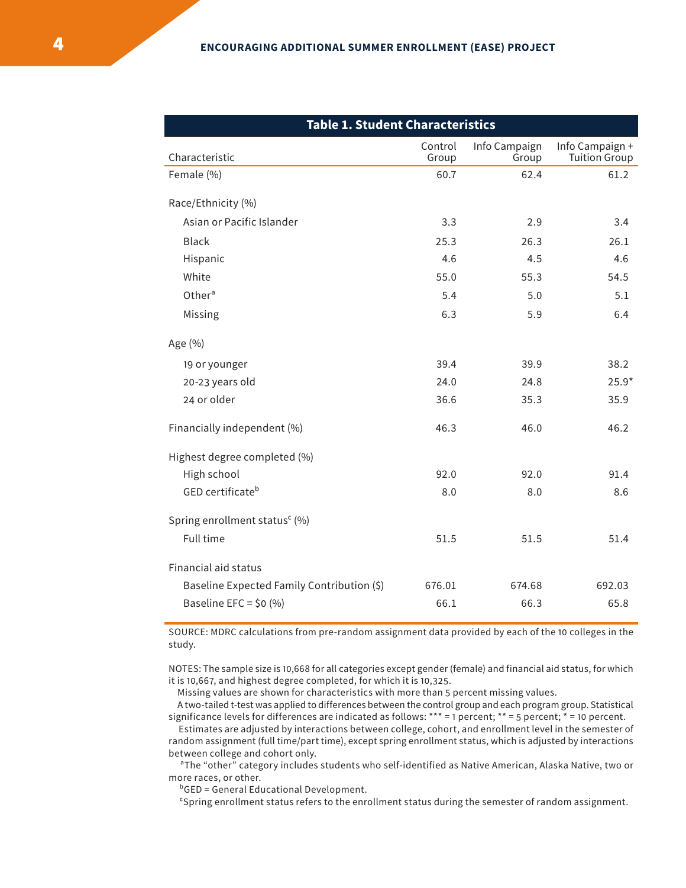**Table 1. Student Characteristics**

| Characteristic | Control Group | Info Campaign Group | Info Campaign + Tuition Group |
|---|---|---|---|
| Female (%) | 60.7 | 62.4 | 61.2 |
| Race/Ethnicity (%) | | | |
| Asian or Pacific Islander | 3.3 | 2.9 | 3.4 |
| Black | 25.3 | 26.3 | 26.1 |
| Hispanic | 4.6 | 4.5 | 4.6 |
| White | 55.0 | 55.3 | 54.5 |
| Other[a] | 5.4 | 5.0 | 5.1 |
| Missing | 6.3 | 5.9 | 6.4 |
| Age (%) | | | |
| 19 or younger | 39.4 | 39.9 | 38.2 |
| 20-23 years old | 24.0 | 24.8 | 25.9* |
| 24 or older | 36.6 | 35.3 | 35.9 |
| Financially independent (%) | 46.3 | 46.0 | 46.2 |
| Highest degree completed (%) | | | |
| High school | 92.0 | 92.0 | 91.4 |
| GED certificate[b] | 8.0 | 8.0 | 8.6 |
| Spring enrollment status[c] (%) | | | |
| Full time | 51.5 | 51.5 | 51.4 |
| Financial aid status | | | |
| Baseline Expected Family Contribution ($) | 676.01 | 674.68 | 692.03 |
| Baseline EFC = $0 (%) | 66.1 | 66.3 | 65.8 |

SOURCE: MDRC calculations from pre-random assignment data provided by each of the 10 colleges in the study.

NOTES: The sample size is 10,668 for all categories except gender (female) and financial aid status, for which it is 10,667, and highest degree completed, for which it is 10,325.

Missing values are shown for characteristics with more than 5 percent missing values.

A two-tailed t-test was applied to differences between the control group and each program group. Statistical significance levels for differences are indicated as follows: *** = 1 percent; ** = 5 percent; * = 10 percent.

Estimates are adjusted by interactions between college, cohort, and enrollment level in the semester of random assignment (full time/part time), except spring enrollment status, which is adjusted by interactions between college and cohort only.

[a]The "other" category includes students who self-identified as Native American, Alaska Native, two or more races, or other.

[b]GED = General Educational Development.

[c]Spring enrollment status refers to the enrollment status during the semester of random assignment.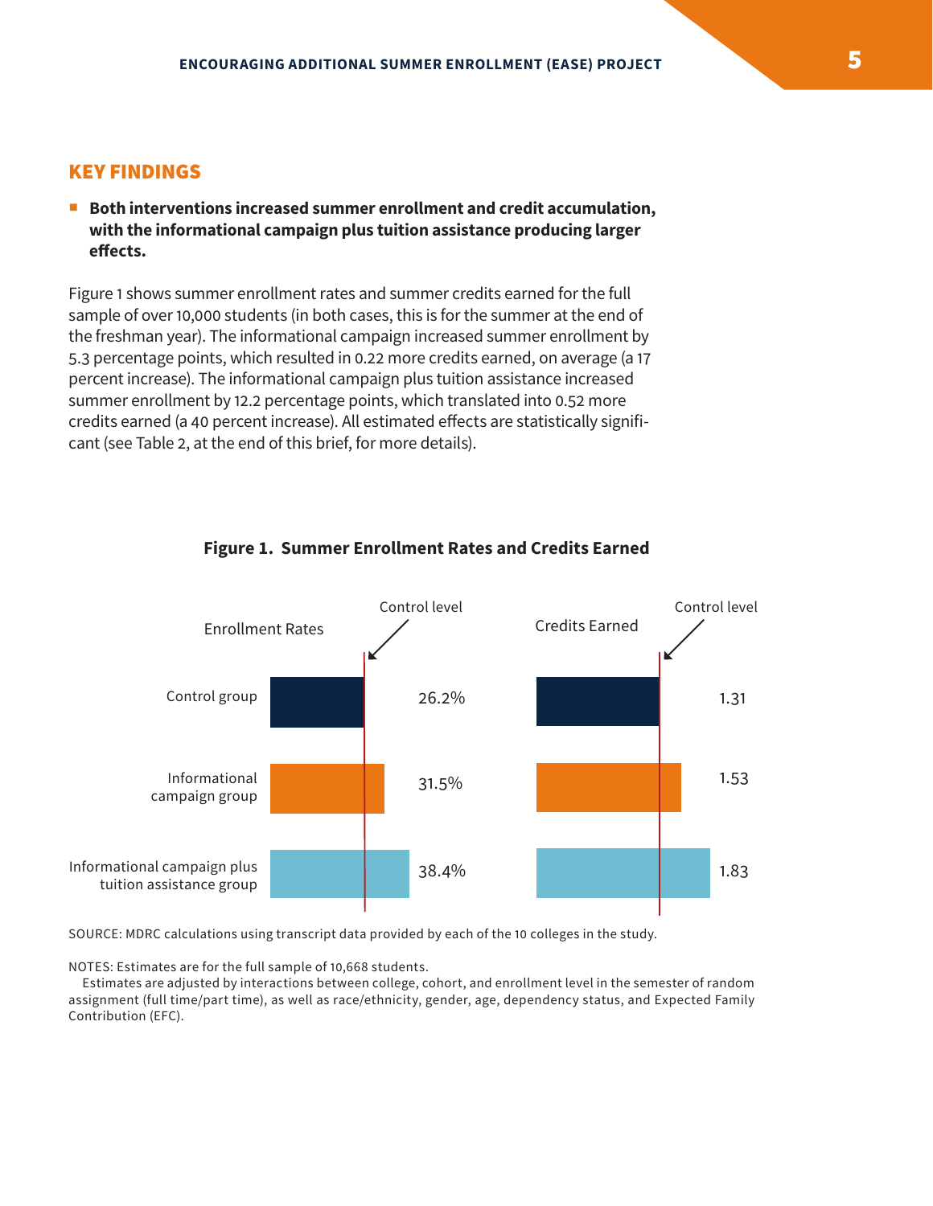## KEY FINDINGS

- **Both interventions increased summer enrollment and credit accumulation, with the informational campaign plus tuition assistance producing larger effects.**

Figure 1 shows summer enrollment rates and summer credits earned for the full sample of over 10,000 students (in both cases, this is for the summer at the end of the freshman year). The informational campaign increased summer enrollment by 5.3 percentage points, which resulted in 0.22 more credits earned, on average (a 17 percent increase). The informational campaign plus tuition assistance increased summer enrollment by 12.2 percentage points, which translated into 0.52 more credits earned (a 40 percent increase). All estimated effects are statistically significant (see Table 2, at the end of this brief, for more details).

**Figure 1. Summer Enrollment Rates and Credits Earned**

| | Enrollment Rates | Credits Earned |
|---|---|---|
| Control group | 26.2% | 1.31 |
| Informational campaign group | 31.5% | 1.53 |
| Informational campaign plus tuition assistance group | 38.4% | 1.83 |

SOURCE: MDRC calculations using transcript data provided by each of the 10 colleges in the study.

NOTES: Estimates are for the full sample of 10,668 students.

Estimates are adjusted by interactions between college, cohort, and enrollment level in the semester of random assignment (full time/part time), as well as race/ethnicity, gender, age, dependency status, and Expected Family Contribution (EFC).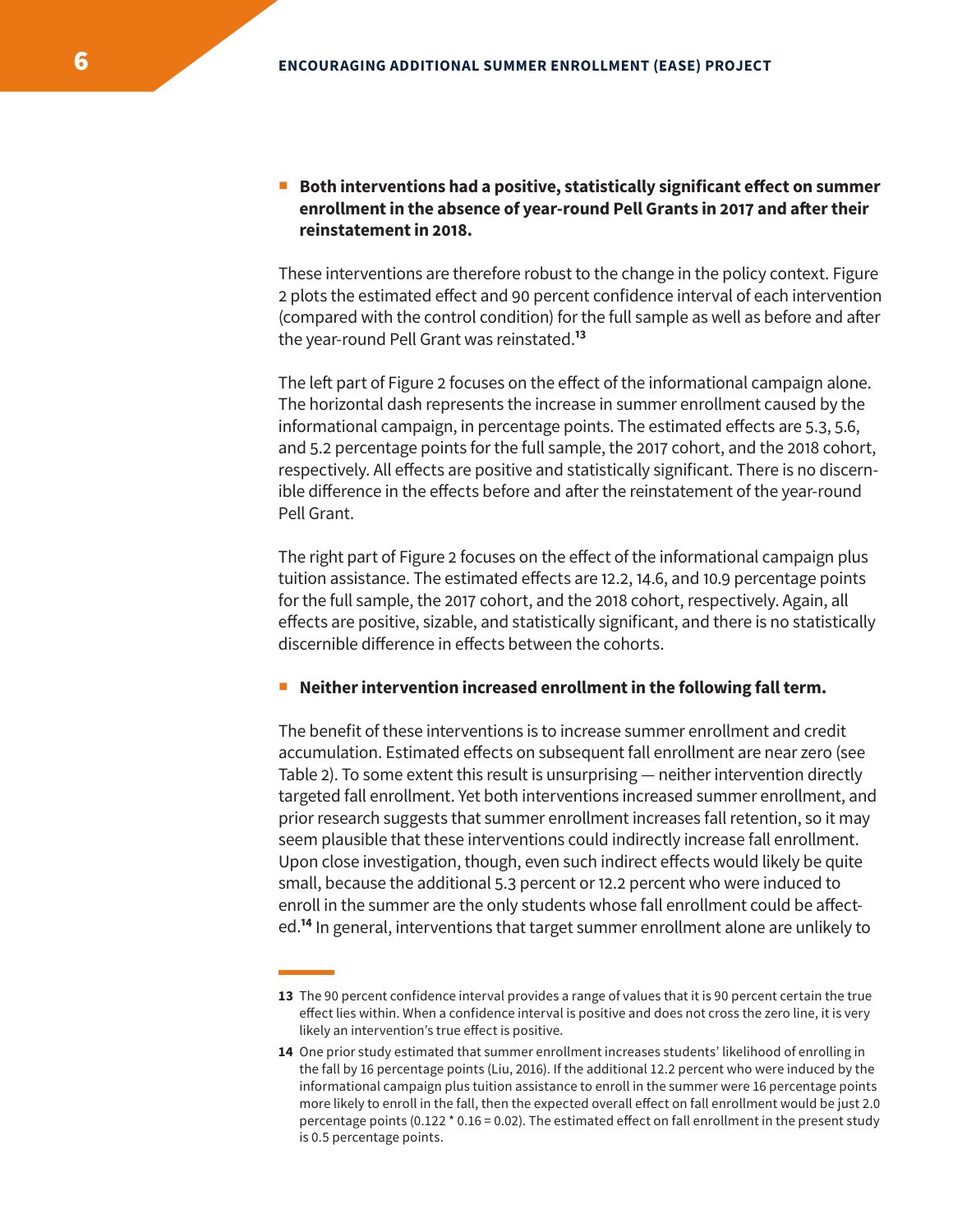- **Both interventions had a positive, statistically significant effect on summer enrollment in the absence of year-round Pell Grants in 2017 and after their reinstatement in 2018.**

These interventions are therefore robust to the change in the policy context. Figure 2 plots the estimated effect and 90 percent confidence interval of each intervention (compared with the control condition) for the full sample as well as before and after the year-round Pell Grant was reinstated.[13]

The left part of Figure 2 focuses on the effect of the informational campaign alone. The horizontal dash represents the increase in summer enrollment caused by the informational campaign, in percentage points. The estimated effects are 5.3, 5.6, and 5.2 percentage points for the full sample, the 2017 cohort, and the 2018 cohort, respectively. All effects are positive and statistically significant. There is no discernible difference in the effects before and after the reinstatement of the year-round Pell Grant.

The right part of Figure 2 focuses on the effect of the informational campaign plus tuition assistance. The estimated effects are 12.2, 14.6, and 10.9 percentage points for the full sample, the 2017 cohort, and the 2018 cohort, respectively. Again, all effects are positive, sizable, and statistically significant, and there is no statistically discernible difference in effects between the cohorts.

- **Neither intervention increased enrollment in the following fall term.**

The benefit of these interventions is to increase summer enrollment and credit accumulation. Estimated effects on subsequent fall enrollment are near zero (see Table 2). To some extent this result is unsurprising — neither intervention directly targeted fall enrollment. Yet both interventions increased summer enrollment, and prior research suggests that summer enrollment increases fall retention, so it may seem plausible that these interventions could indirectly increase fall enrollment. Upon close investigation, though, even such indirect effects would likely be quite small, because the additional 5.3 percent or 12.2 percent who were induced to enroll in the summer are the only students whose fall enrollment could be affected.[14] In general, interventions that target summer enrollment alone are unlikely to

---

**13** The 90 percent confidence interval provides a range of values that it is 90 percent certain the true effect lies within. When a confidence interval is positive and does not cross the zero line, it is very likely an intervention's true effect is positive.

**14** One prior study estimated that summer enrollment increases students' likelihood of enrolling in the fall by 16 percentage points (Liu, 2016). If the additional 12.2 percent who were induced by the informational campaign plus tuition assistance to enroll in the summer were 16 percentage points more likely to enroll in the fall, then the expected overall effect on fall enrollment would be just 2.0 percentage points (0.122 * 0.16 = 0.02). The estimated effect on fall enrollment in the present study is 0.5 percentage points.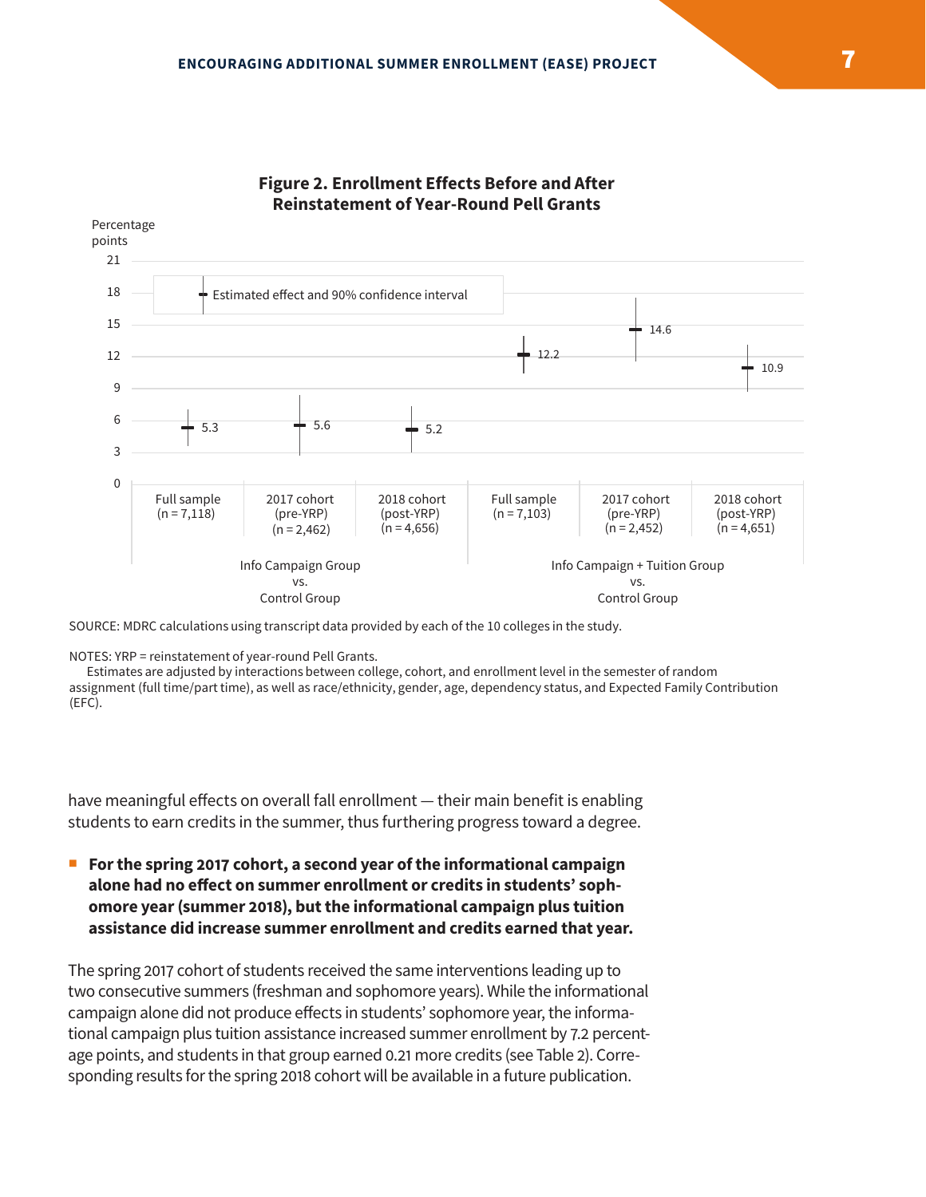**Figure 2. Enrollment Effects Before and After Reinstatement of Year-Round Pell Grants**

Percentage points

Estimated effect and 90% confidence interval

| Comparison | Sample | Estimated effect |
|---|---|---|
| Info Campaign Group vs. Control Group | Full sample (n = 7,118) | 5.3 |
| | 2017 cohort (pre-YRP) (n = 2,462) | 5.6 |
| | 2018 cohort (post-YRP) (n = 4,656) | 5.2 |
| Info Campaign + Tuition Group vs. Control Group | Full sample (n = 7,103) | 12.2 |
| | 2017 cohort (pre-YRP) (n = 2,452) | 14.6 |
| | 2018 cohort (post-YRP) (n = 4,651) | 10.9 |

SOURCE: MDRC calculations using transcript data provided by each of the 10 colleges in the study.

NOTES: YRP = reinstatement of year-round Pell Grants.
Estimates are adjusted by interactions between college, cohort, and enrollment level in the semester of random assignment (full time/part time), as well as race/ethnicity, gender, age, dependency status, and Expected Family Contribution (EFC).

have meaningful effects on overall fall enrollment — their main benefit is enabling students to earn credits in the summer, thus furthering progress toward a degree.

- **For the spring 2017 cohort, a second year of the informational campaign alone had no effect on summer enrollment or credits in students' sophomore year (summer 2018), but the informational campaign plus tuition assistance did increase summer enrollment and credits earned that year.**

The spring 2017 cohort of students received the same interventions leading up to two consecutive summers (freshman and sophomore years). While the informational campaign alone did not produce effects in students' sophomore year, the informational campaign plus tuition assistance increased summer enrollment by 7.2 percentage points, and students in that group earned 0.21 more credits (see Table 2). Corresponding results for the spring 2018 cohort will be available in a future publication.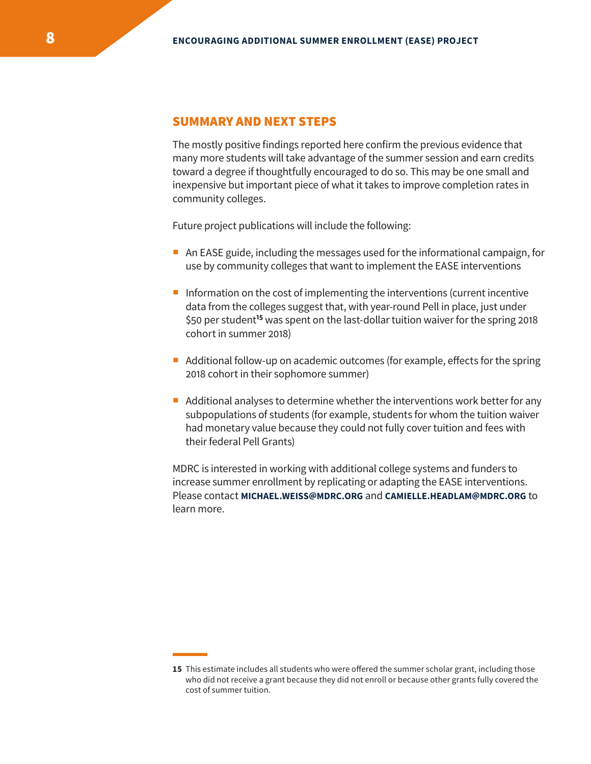## SUMMARY AND NEXT STEPS

The mostly positive findings reported here confirm the previous evidence that many more students will take advantage of the summer session and earn credits toward a degree if thoughtfully encouraged to do so. This may be one small and inexpensive but important piece of what it takes to improve completion rates in community colleges.

Future project publications will include the following:

- An EASE guide, including the messages used for the informational campaign, for use by community colleges that want to implement the EASE interventions
- Information on the cost of implementing the interventions (current incentive data from the colleges suggest that, with year-round Pell in place, just under $50 per student[15] was spent on the last-dollar tuition waiver for the spring 2018 cohort in summer 2018)
- Additional follow-up on academic outcomes (for example, effects for the spring 2018 cohort in their sophomore summer)
- Additional analyses to determine whether the interventions work better for any subpopulations of students (for example, students for whom the tuition waiver had monetary value because they could not fully cover tuition and fees with their federal Pell Grants)

MDRC is interested in working with additional college systems and funders to increase summer enrollment by replicating or adapting the EASE interventions. Please contact **MICHAEL.WEISS@MDRC.ORG** and **CAMIELLE.HEADLAM@MDRC.ORG** to learn more.

---

**15** This estimate includes all students who were offered the summer scholar grant, including those who did not receive a grant because they did not enroll or because other grants fully covered the cost of summer tuition.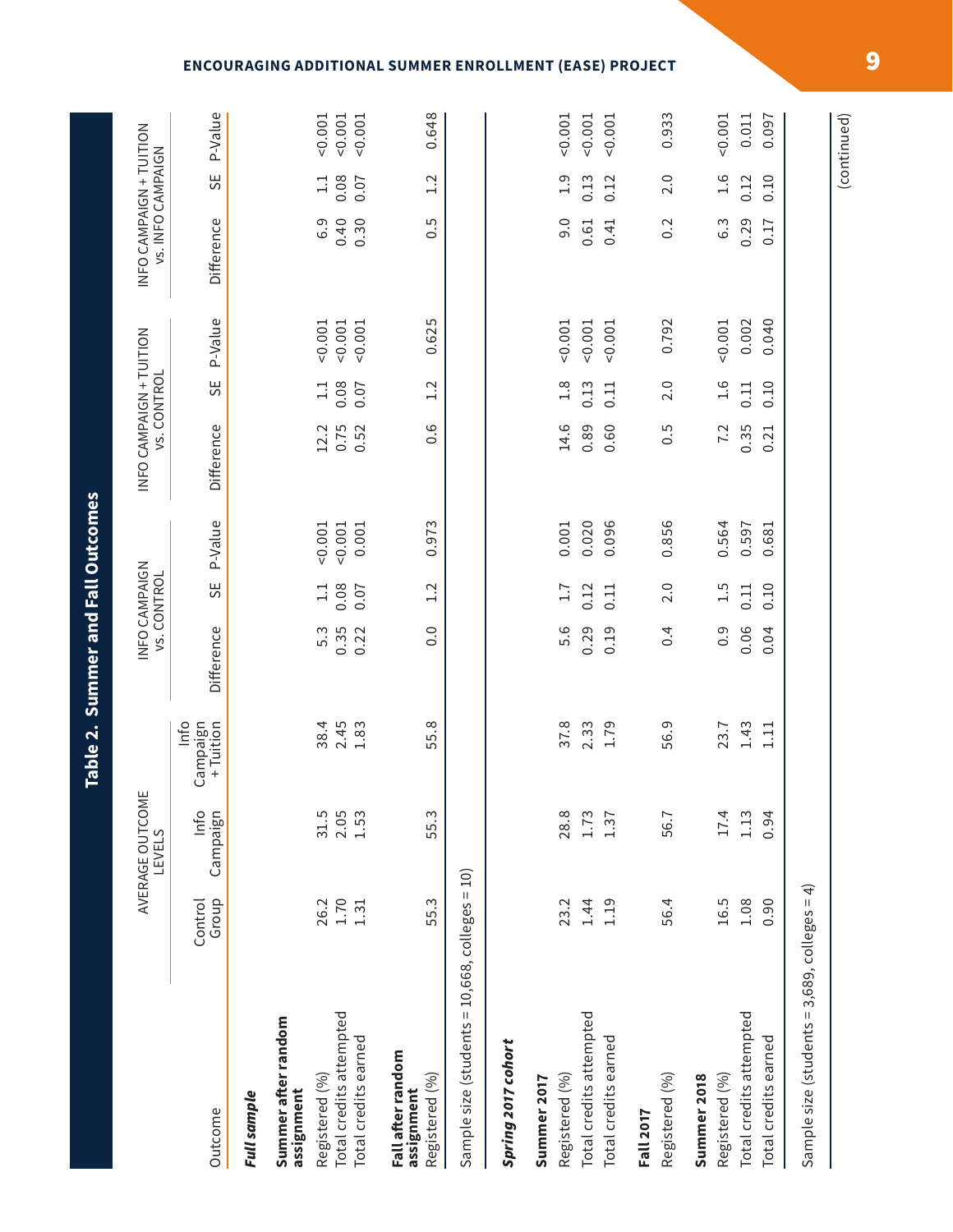## Table 2. Summer and Fall Outcomes

| Outcome | Average Outcome Levels | | | Info Campaign vs. Control | | | Info Campaign + Tuition vs. Control | | | Info Campaign + Tuition vs. Info Campaign | | |
|---|---|---|---|---|---|---|---|---|---|---|---|---|
| | Control Group | Info Campaign | Info Campaign + Tuition | Difference | SE | P-Value | Difference | SE | P-Value | Difference | SE | P-Value |
| ***Full sample*** | | | | | | | | | | | | |
| **Summer after random assignment** | | | | | | | | | | | | |
| Registered (%) | 26.2 | 31.5 | 38.4 | 5.3 | 1.1 | <0.001 | 12.2 | 1.1 | <0.001 | 6.9 | 1.1 | <0.001 |
| Total credits attempted | 1.70 | 2.05 | 2.45 | 0.35 | 0.08 | <0.001 | 0.75 | 0.08 | <0.001 | 0.40 | 0.08 | <0.001 |
| Total credits earned | 1.31 | 1.53 | 1.83 | 0.22 | 0.07 | 0.001 | 0.52 | 0.07 | <0.001 | 0.30 | 0.07 | <0.001 |
| **Fall after random assignment** | | | | | | | | | | | | |
| Registered (%) | 55.3 | 55.3 | 55.8 | 0.0 | 1.2 | 0.973 | 0.6 | 1.2 | 0.625 | 0.5 | 1.2 | 0.648 |
| Sample size (students = 10,668, colleges = 10) | | | | | | | | | | | | |
| ***Spring 2017 cohort*** | | | | | | | | | | | | |
| **Summer 2017** | | | | | | | | | | | | |
| Registered (%) | 23.2 | 28.8 | 37.8 | 5.6 | 1.7 | 0.001 | 14.6 | 1.8 | <0.001 | 9.0 | 1.9 | <0.001 |
| Total credits attempted | 1.44 | 1.73 | 2.33 | 0.29 | 0.12 | 0.020 | 0.89 | 0.13 | <0.001 | 0.61 | 0.13 | <0.001 |
| Total credits earned | 1.19 | 1.37 | 1.79 | 0.19 | 0.11 | 0.096 | 0.60 | 0.11 | <0.001 | 0.41 | 0.12 | <0.001 |
| **Fall 2017** | | | | | | | | | | | | |
| Registered (%) | 56.4 | 56.7 | 56.9 | 0.4 | 2.0 | 0.856 | 0.5 | 2.0 | 0.792 | 0.2 | 2.0 | 0.933 |
| **Summer 2018** | | | | | | | | | | | | |
| Registered (%) | 16.5 | 17.4 | 23.7 | 0.9 | 1.5 | 0.564 | 7.2 | 1.6 | <0.001 | 6.3 | 1.6 | <0.001 |
| Total credits attempted | 1.08 | 1.13 | 1.43 | 0.06 | 0.11 | 0.597 | 0.35 | 0.11 | 0.002 | 0.29 | 0.12 | 0.011 |
| Total credits earned | 0.90 | 0.94 | 1.11 | 0.04 | 0.10 | 0.681 | 0.21 | 0.10 | 0.040 | 0.17 | 0.10 | 0.097 |
| Sample size (students = 3,689, colleges = 4) | | | | | | | | | | | | |

(continued)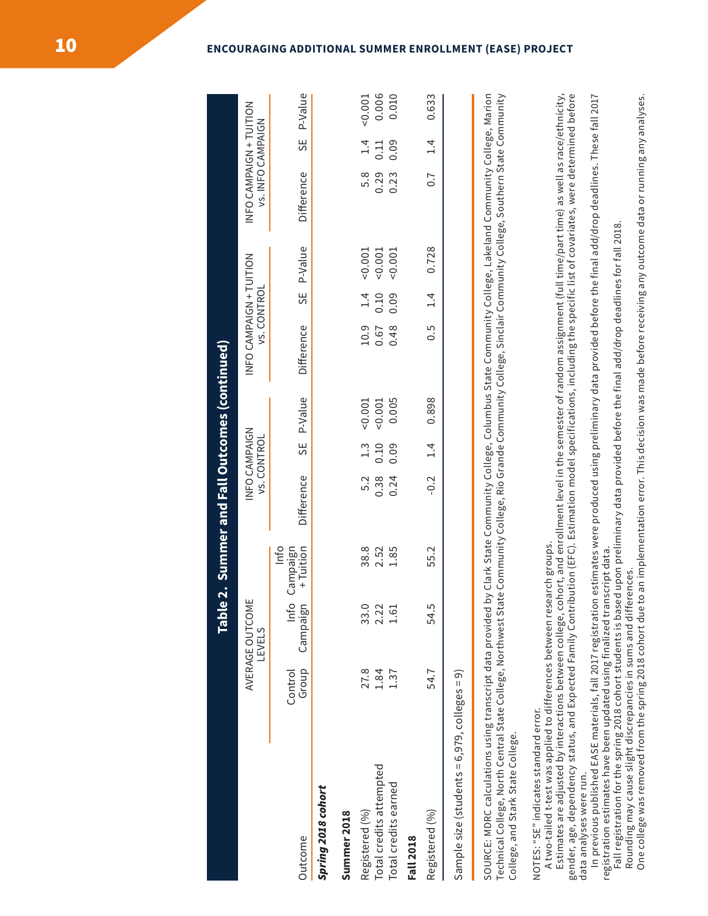**Table 2. Summer and Fall Outcomes (continued)**

| Outcome | AVERAGE OUTCOME LEVELS | | | INFO CAMPAIGN vs. CONTROL | | | INFO CAMPAIGN + TUITION vs. CONTROL | | | INFO CAMPAIGN + TUITION vs. INFO CAMPAIGN | | |
|---|---|---|---|---|---|---|---|---|---|---|---|---|
| | Control Group | Info Campaign | Info Campaign + Tuition | Difference | SE | P-Value | Difference | SE | P-Value | Difference | SE | P-Value |
| ***Spring 2018 cohort*** | | | | | | | | | | | | |
| **Summer 2018** | | | | | | | | | | | | |
| Registered (%) | 27.8 | 33.0 | 38.8 | 5.2 | 1.3 | <0.001 | 10.9 | 1.4 | <0.001 | 5.8 | 1.4 | <0.001 |
| Total credits attempted | 1.84 | 2.22 | 2.52 | 0.38 | 0.10 | <0.001 | 0.67 | 0.10 | <0.001 | 0.29 | 0.11 | 0.006 |
| Total credits earned | 1.37 | 1.61 | 1.85 | 0.24 | 0.09 | 0.005 | 0.48 | 0.09 | <0.001 | 0.23 | 0.09 | 0.010 |
| **Fall 2018** | | | | | | | | | | | | |
| Registered (%) | 54.7 | 54.5 | 55.2 | -0.2 | 1.4 | 0.898 | 0.5 | 1.4 | 0.728 | 0.7 | 1.4 | 0.633 |
| Sample size (students = 6,979, colleges = 9) | | | | | | | | | | | | |

SOURCE: MDRC calculations using transcript data provided by Clark State Community College, Columbus State Community College, Lakeland Community College, Marion Technical College, North Central State College, Northwest State Community College, Rio Grande Community College, Sinclair Community College, Southern State Community College, and Stark State College.

NOTES: "SE" indicates standard error.
A two-tailed t-test was applied to differences between research groups.
Estimates are adjusted by interactions between college, cohort, and enrollment level in the semester of random assignment (full time/part time) as well as race/ethnicity, gender, age, dependency status, and Expected Family Contribution (EFC). Estimation model specifications, including the specific list of covariates, were determined before data analyses were run.
In previous published EASE materials, fall 2017 registration estimates were produced using preliminary data provided before the final add/drop deadlines. These fall 2017 registration estimates have been updated using finalized transcript data.
Fall registration for the spring 2018 cohort students is based upon preliminary data provided before the final add/drop deadlines for fall 2018.
Rounding may cause slight discrepancies in sums and differences.
One college was removed from the spring 2018 cohort due to an implementation error. This decision was made before receiving any outcome data or running any analyses.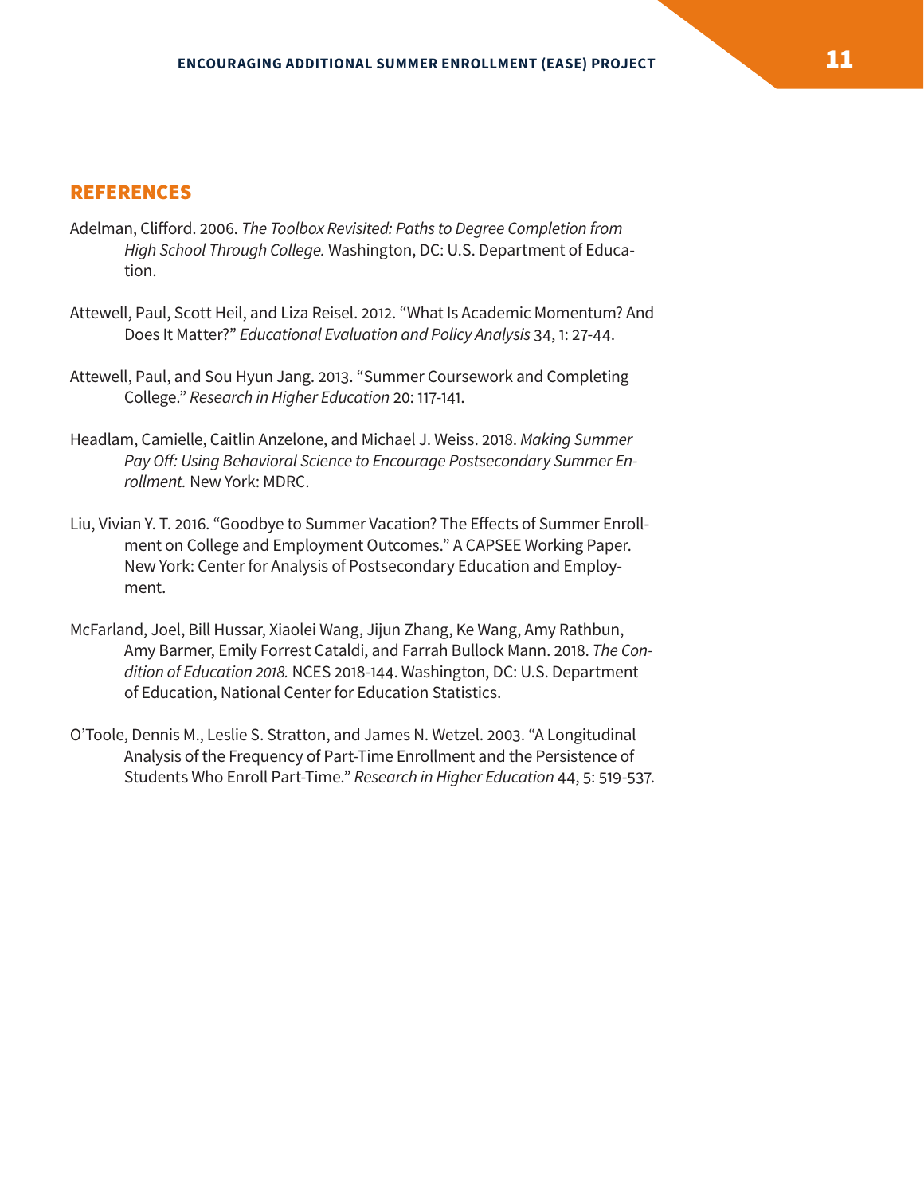## REFERENCES

Adelman, Clifford. 2006. *The Toolbox Revisited: Paths to Degree Completion from High School Through College.* Washington, DC: U.S. Department of Education.

Attewell, Paul, Scott Heil, and Liza Reisel. 2012. "What Is Academic Momentum? And Does It Matter?" *Educational Evaluation and Policy Analysis* 34, 1: 27-44.

Attewell, Paul, and Sou Hyun Jang. 2013. "Summer Coursework and Completing College." *Research in Higher Education* 20: 117-141.

Headlam, Camielle, Caitlin Anzelone, and Michael J. Weiss. 2018. *Making Summer Pay Off: Using Behavioral Science to Encourage Postsecondary Summer Enrollment.* New York: MDRC.

Liu, Vivian Y. T. 2016. "Goodbye to Summer Vacation? The Effects of Summer Enrollment on College and Employment Outcomes." A CAPSEE Working Paper. New York: Center for Analysis of Postsecondary Education and Employment.

McFarland, Joel, Bill Hussar, Xiaolei Wang, Jijun Zhang, Ke Wang, Amy Rathbun, Amy Barmer, Emily Forrest Cataldi, and Farrah Bullock Mann. 2018. *The Condition of Education 2018.* NCES 2018-144. Washington, DC: U.S. Department of Education, National Center for Education Statistics.

O'Toole, Dennis M., Leslie S. Stratton, and James N. Wetzel. 2003. "A Longitudinal Analysis of the Frequency of Part-Time Enrollment and the Persistence of Students Who Enroll Part-Time." *Research in Higher Education* 44, 5: 519-537.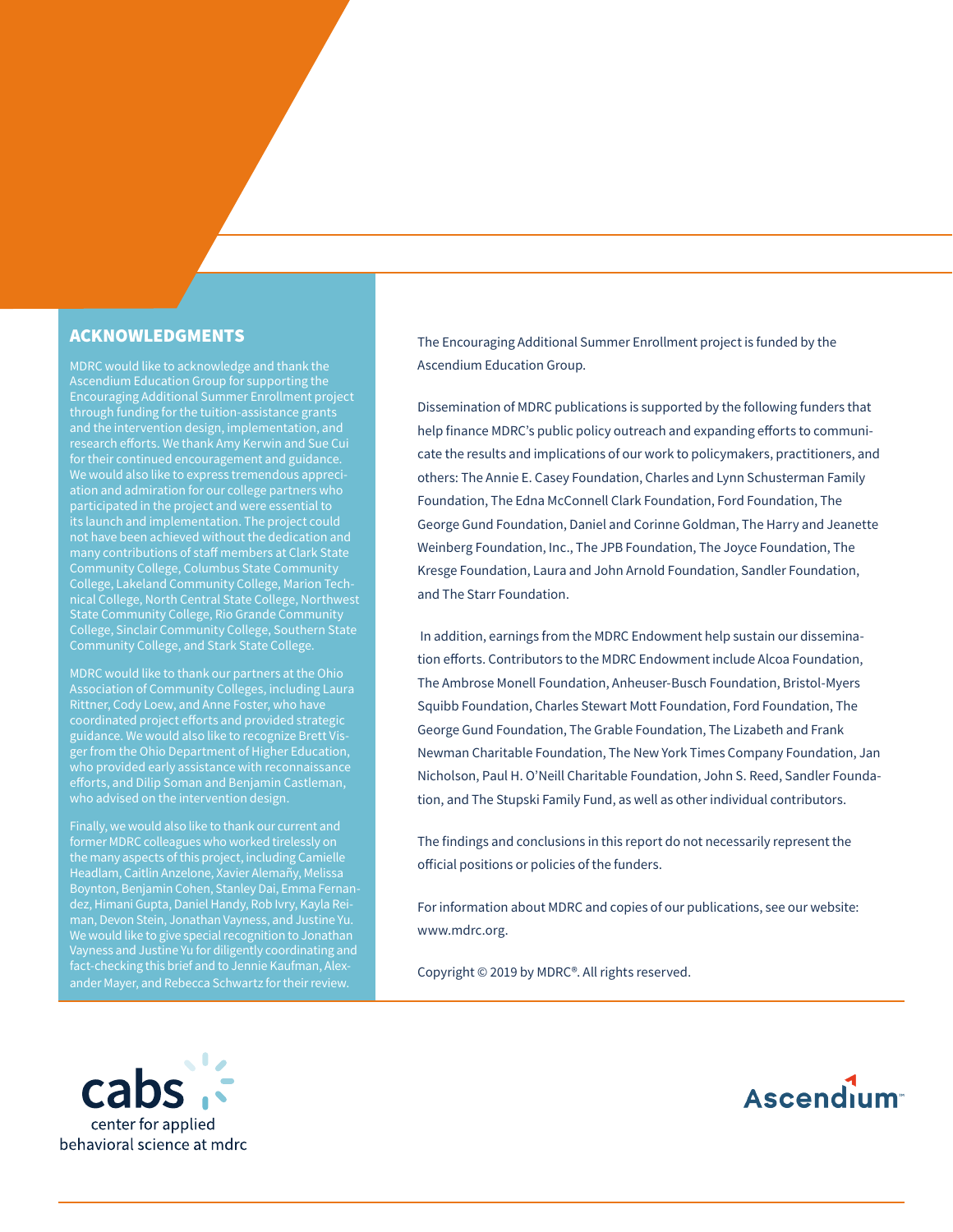## ACKNOWLEDGMENTS

MDRC would like to acknowledge and thank the Ascendium Education Group for supporting the Encouraging Additional Summer Enrollment project through funding for the tuition-assistance grants and the intervention design, implementation, and research efforts. We thank Amy Kerwin and Sue Cui for their continued encouragement and guidance. We would also like to express tremendous appreciation and admiration for our college partners who participated in the project and were essential to its launch and implementation. The project could not have been achieved without the dedication and many contributions of staff members at Clark State Community College, Columbus State Community College, Lakeland Community College, Marion Technical College, North Central State College, Northwest State Community College, Rio Grande Community College, Sinclair Community College, Southern State Community College, and Stark State College.

MDRC would like to thank our partners at the Ohio Association of Community Colleges, including Laura Rittner, Cody Loew, and Anne Foster, who have coordinated project efforts and provided strategic guidance. We would also like to recognize Brett Visger from the Ohio Department of Higher Education, who provided early assistance with reconnaissance efforts, and Dilip Soman and Benjamin Castleman, who advised on the intervention design.

Finally, we would also like to thank our current and former MDRC colleagues who worked tirelessly on the many aspects of this project, including Camielle Headlam, Caitlin Anzelone, Xavier Alemañy, Melissa Boynton, Benjamin Cohen, Stanley Dai, Emma Fernandez, Himani Gupta, Daniel Handy, Rob Ivry, Kayla Reiman, Devon Stein, Jonathan Vayness, and Justine Yu. We would like to give special recognition to Jonathan Vayness and Justine Yu for diligently coordinating and fact-checking this brief and to Jennie Kaufman, Alexander Mayer, and Rebecca Schwartz for their review.

The Encouraging Additional Summer Enrollment project is funded by the Ascendium Education Group.

Dissemination of MDRC publications is supported by the following funders that help finance MDRC's public policy outreach and expanding efforts to communicate the results and implications of our work to policymakers, practitioners, and others: The Annie E. Casey Foundation, Charles and Lynn Schusterman Family Foundation, The Edna McConnell Clark Foundation, Ford Foundation, The George Gund Foundation, Daniel and Corinne Goldman, The Harry and Jeanette Weinberg Foundation, Inc., The JPB Foundation, The Joyce Foundation, The Kresge Foundation, Laura and John Arnold Foundation, Sandler Foundation, and The Starr Foundation.

In addition, earnings from the MDRC Endowment help sustain our dissemination efforts. Contributors to the MDRC Endowment include Alcoa Foundation, The Ambrose Monell Foundation, Anheuser-Busch Foundation, Bristol-Myers Squibb Foundation, Charles Stewart Mott Foundation, Ford Foundation, The George Gund Foundation, The Grable Foundation, The Lizabeth and Frank Newman Charitable Foundation, The New York Times Company Foundation, Jan Nicholson, Paul H. O'Neill Charitable Foundation, John S. Reed, Sandler Foundation, and The Stupski Family Fund, as well as other individual contributors.

The findings and conclusions in this report do not necessarily represent the official positions or policies of the funders.

For information about MDRC and copies of our publications, see our website: www.mdrc.org.

Copyright © 2019 by MDRC®. All rights reserved.

cabs
center for applied behavioral science at mdrc

Ascendium